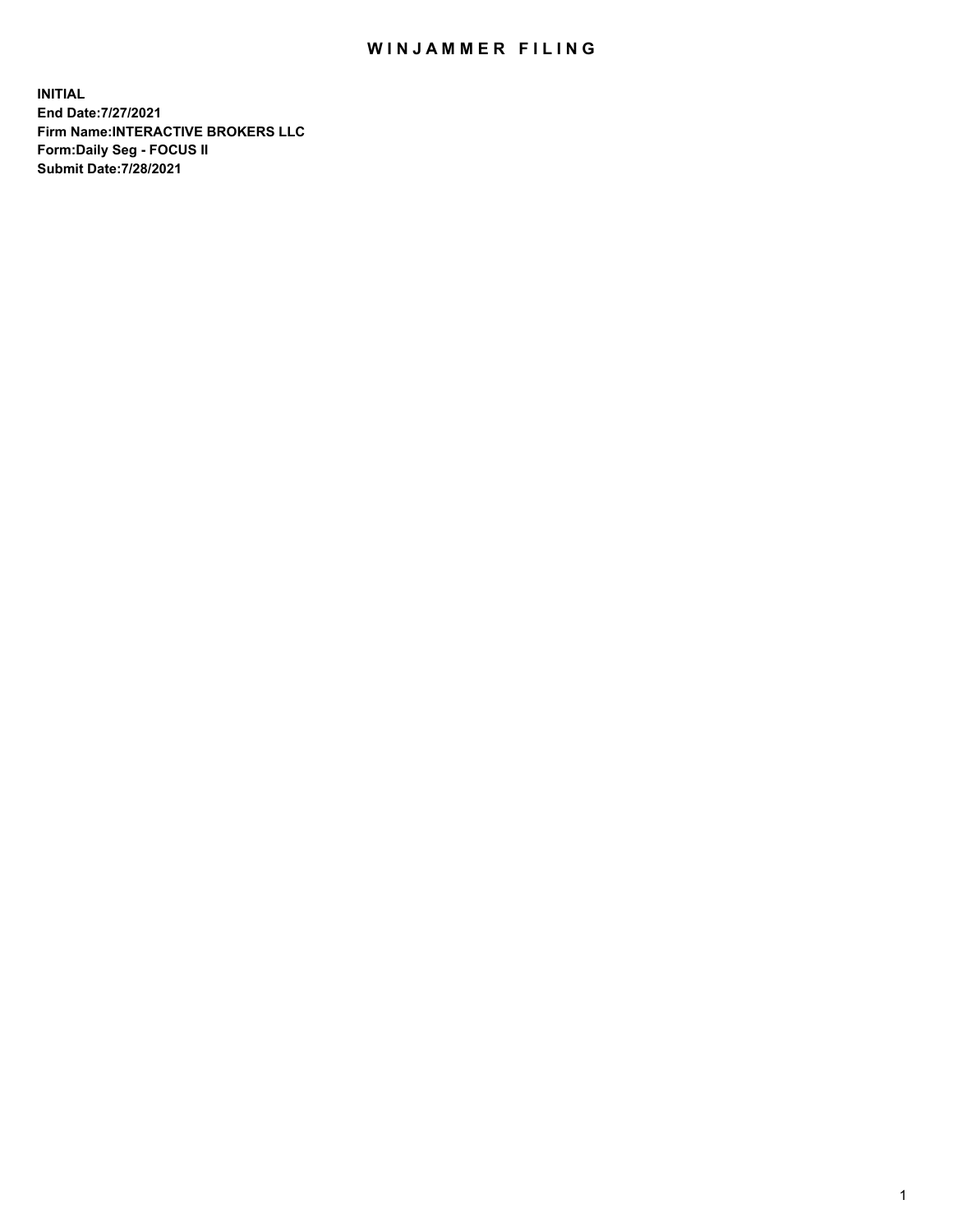# WINJAMMER FILING

**INITIAL**
**End Date:7/27/2021**
**Firm Name:INTERACTIVE BROKERS LLC**
**Form:Daily Seg - FOCUS II**
**Submit Date:7/28/2021**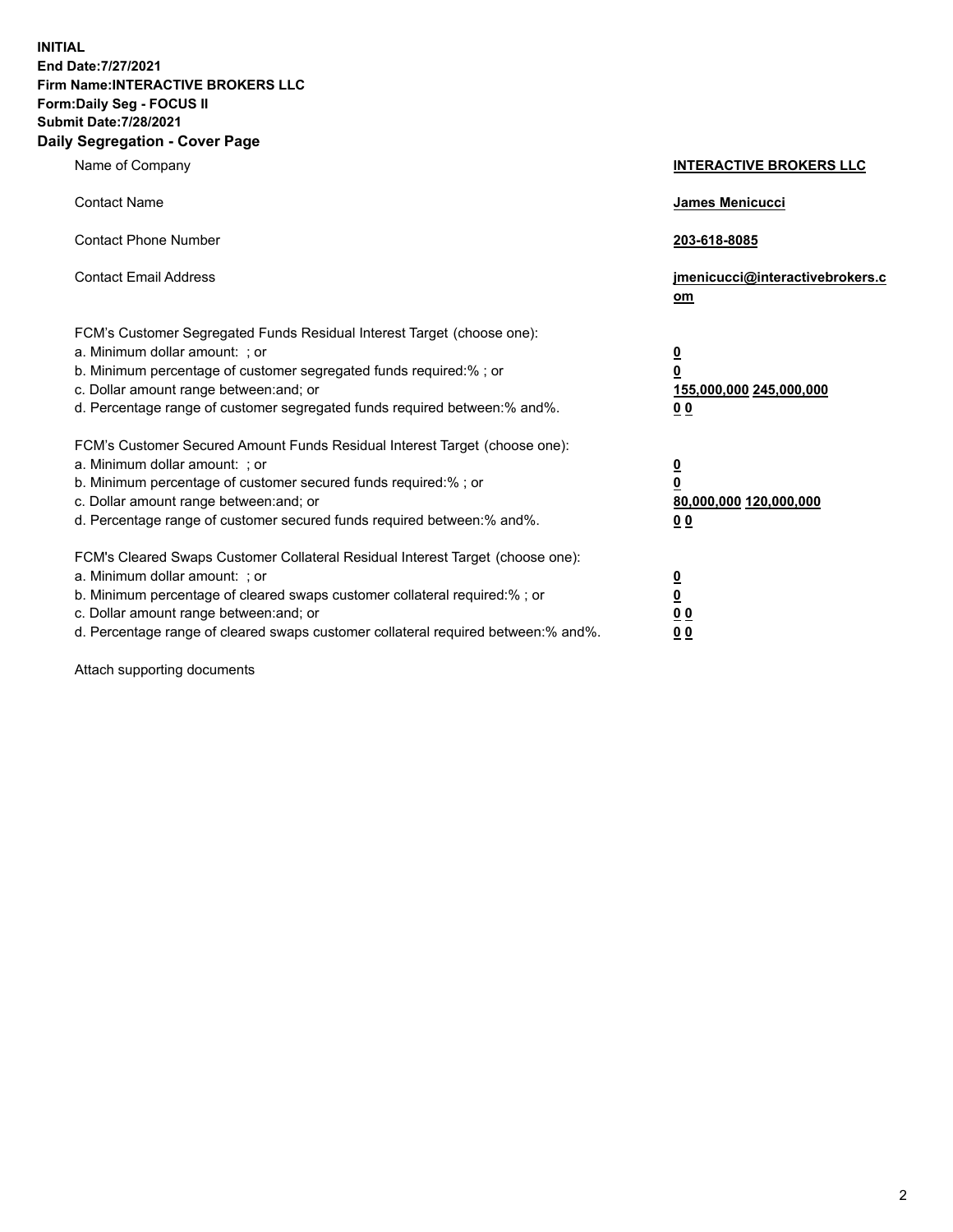**INITIAL**
**End Date:7/27/2021**
**Firm Name:INTERACTIVE BROKERS LLC**
**Form:Daily Seg - FOCUS II**
**Submit Date:7/28/2021**

## Daily Segregation - Cover Page

| | |
|---|---|
| Name of Company | **INTERACTIVE BROKERS LLC** |
| Contact Name | **James Menicucci** |
| Contact Phone Number | **203-618-8085** |
| Contact Email Address | **jmenicucci@interactivebrokers.com** |

FCM's Customer Segregated Funds Residual Interest Target (choose one):

| | |
|---|---|
| a. Minimum dollar amount: ; or | **0** |
| b. Minimum percentage of customer segregated funds required:% ; or | **0** |
| c. Dollar amount range between:and; or | **155,000,000 245,000,000** |
| d. Percentage range of customer segregated funds required between:% and%. | **0 0** |

FCM's Customer Secured Amount Funds Residual Interest Target (choose one):

| | |
|---|---|
| a. Minimum dollar amount: ; or | **0** |
| b. Minimum percentage of customer secured funds required:% ; or | **0** |
| c. Dollar amount range between:and; or | **80,000,000 120,000,000** |
| d. Percentage range of customer secured funds required between:% and%. | **0 0** |

FCM's Cleared Swaps Customer Collateral Residual Interest Target (choose one):

| | |
|---|---|
| a. Minimum dollar amount: ; or | **0** |
| b. Minimum percentage of cleared swaps customer collateral required:% ; or | **0** |
| c. Dollar amount range between:and; or | **0 0** |
| d. Percentage range of cleared swaps customer collateral required between:% and%. | **0 0** |

Attach supporting documents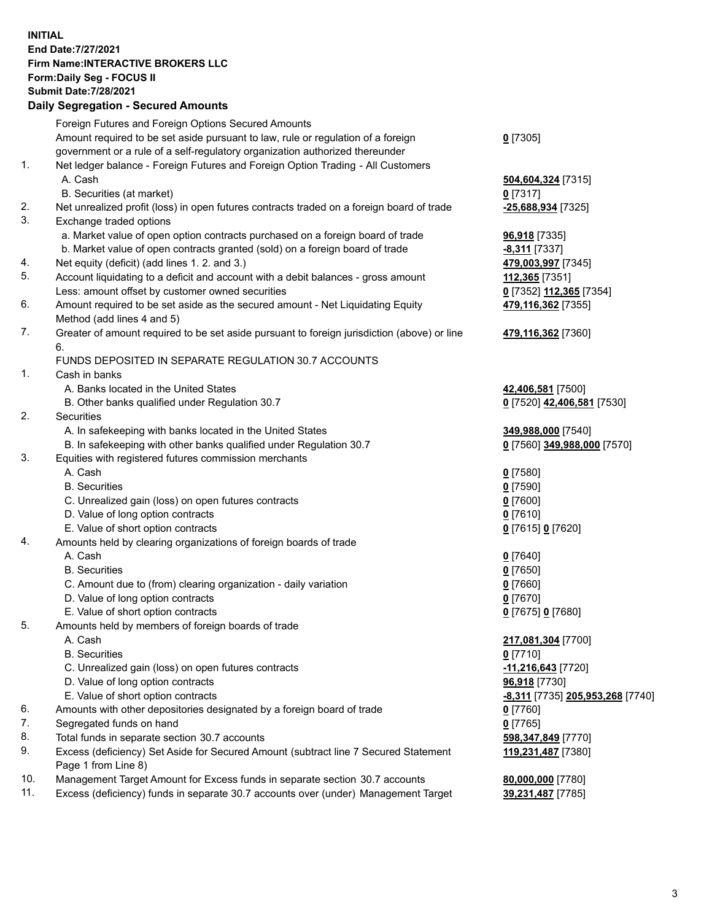**INITIAL**
**End Date:7/27/2021**
**Firm Name:INTERACTIVE BROKERS LLC**
**Form:Daily Seg - FOCUS II**
**Submit Date:7/28/2021**

**Daily Segregation - Secured Amounts**

| | | |
|---|---|---|
| | Foreign Futures and Foreign Options Secured Amounts | |
| | Amount required to be set aside pursuant to law, rule or regulation of a foreign government or a rule of a self-regulatory organization authorized thereunder | **0** [7305] |
| 1. | Net ledger balance - Foreign Futures and Foreign Option Trading - All Customers | |
| | A. Cash | **504,604,324** [7315] |
| | B. Securities (at market) | **0** [7317] |
| 2. | Net unrealized profit (loss) in open futures contracts traded on a foreign board of trade | **-25,688,934** [7325] |
| 3. | Exchange traded options | |
| | a. Market value of open option contracts purchased on a foreign board of trade | **96,918** [7335] |
| | b. Market value of open contracts granted (sold) on a foreign board of trade | **-8,311** [7337] |
| 4. | Net equity (deficit) (add lines 1. 2. and 3.) | **479,003,997** [7345] |
| 5. | Account liquidating to a deficit and account with a debit balances - gross amount | **112,365** [7351] |
| | Less: amount offset by customer owned securities | **0** [7352] **112,365** [7354] |
| 6. | Amount required to be set aside as the secured amount - Net Liquidating Equity Method (add lines 4 and 5) | **479,116,362** [7355] |
| 7. | Greater of amount required to be set aside pursuant to foreign jurisdiction (above) or line 6. | **479,116,362** [7360] |
| | FUNDS DEPOSITED IN SEPARATE REGULATION 30.7 ACCOUNTS | |
| 1. | Cash in banks | |
| | A. Banks located in the United States | **42,406,581** [7500] |
| | B. Other banks qualified under Regulation 30.7 | **0** [7520] **42,406,581** [7530] |
| 2. | Securities | |
| | A. In safekeeping with banks located in the United States | **349,988,000** [7540] |
| | B. In safekeeping with other banks qualified under Regulation 30.7 | **0** [7560] **349,988,000** [7570] |
| 3. | Equities with registered futures commission merchants | |
| | A. Cash | **0** [7580] |
| | B. Securities | **0** [7590] |
| | C. Unrealized gain (loss) on open futures contracts | **0** [7600] |
| | D. Value of long option contracts | **0** [7610] |
| | E. Value of short option contracts | **0** [7615] **0** [7620] |
| 4. | Amounts held by clearing organizations of foreign boards of trade | |
| | A. Cash | **0** [7640] |
| | B. Securities | **0** [7650] |
| | C. Amount due to (from) clearing organization - daily variation | **0** [7660] |
| | D. Value of long option contracts | **0** [7670] |
| | E. Value of short option contracts | **0** [7675] **0** [7680] |
| 5. | Amounts held by members of foreign boards of trade | |
| | A. Cash | **217,081,304** [7700] |
| | B. Securities | **0** [7710] |
| | C. Unrealized gain (loss) on open futures contracts | **-11,216,643** [7720] |
| | D. Value of long option contracts | **96,918** [7730] |
| | E. Value of short option contracts | **-8,311** [7735] **205,953,268** [7740] |
| 6. | Amounts with other depositories designated by a foreign board of trade | **0** [7760] |
| 7. | Segregated funds on hand | **0** [7765] |
| 8. | Total funds in separate section 30.7 accounts | **598,347,849** [7770] |
| 9. | Excess (deficiency) Set Aside for Secured Amount (subtract line 7 Secured Statement Page 1 from Line 8) | **119,231,487** [7380] |
| 10. | Management Target Amount for Excess funds in separate section 30.7 accounts | **80,000,000** [7780] |
| 11. | Excess (deficiency) funds in separate 30.7 accounts over (under) Management Target | **39,231,487** [7785] |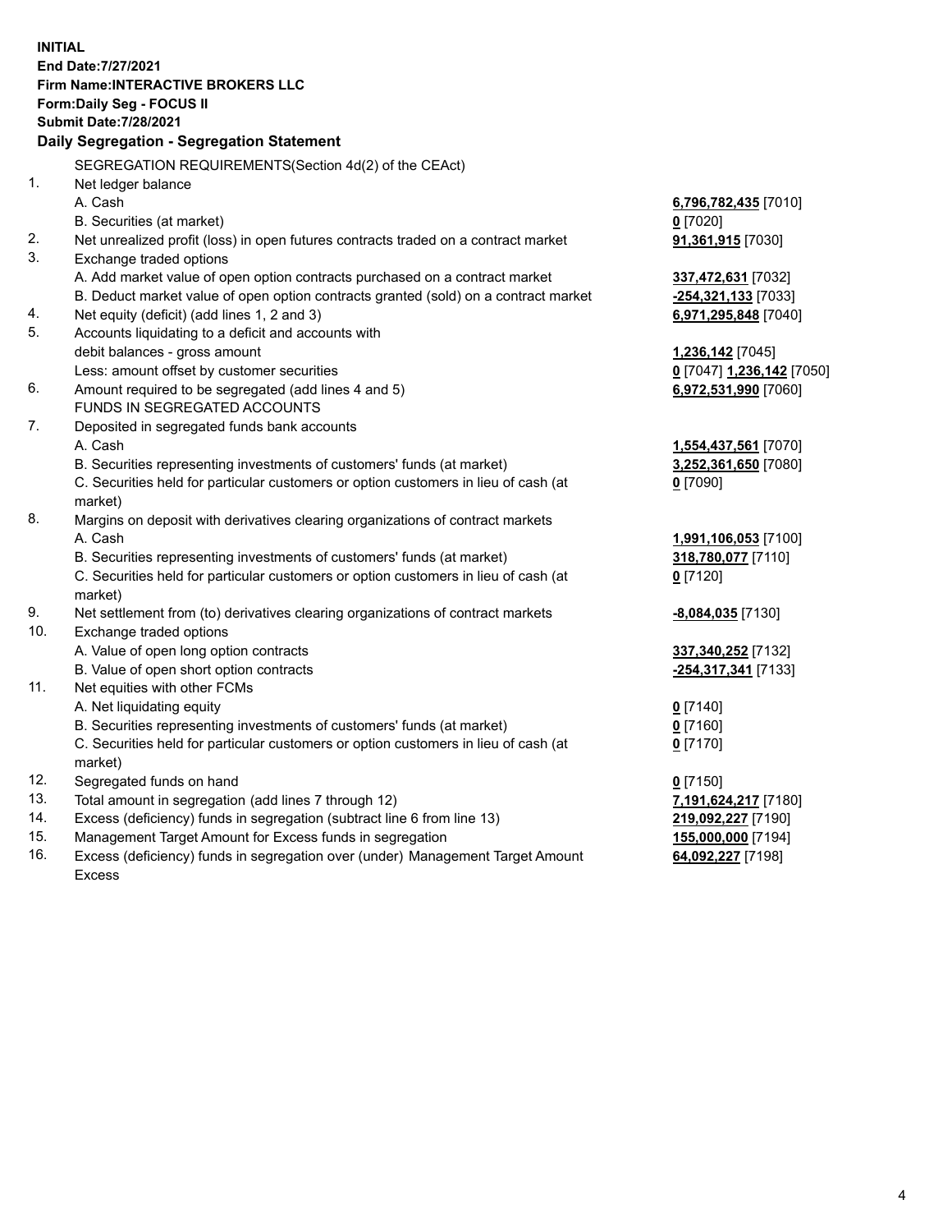**INITIAL**
**End Date:7/27/2021**
**Firm Name:INTERACTIVE BROKERS LLC**
**Form:Daily Seg - FOCUS II**
**Submit Date:7/28/2021**

**Daily Segregation - Segregation Statement**

| | | |
|---|---|---|
| | SEGREGATION REQUIREMENTS(Section 4d(2) of the CEAct) | |
| 1. | Net ledger balance | |
| | A. Cash | **6,796,782,435** [7010] |
| | B. Securities (at market) | **0** [7020] |
| 2. | Net unrealized profit (loss) in open futures contracts traded on a contract market | **91,361,915** [7030] |
| 3. | Exchange traded options | |
| | A. Add market value of open option contracts purchased on a contract market | **337,472,631** [7032] |
| | B. Deduct market value of open option contracts granted (sold) on a contract market | **-254,321,133** [7033] |
| 4. | Net equity (deficit) (add lines 1, 2 and 3) | **6,971,295,848** [7040] |
| 5. | Accounts liquidating to a deficit and accounts with | |
| | debit balances - gross amount | **1,236,142** [7045] |
| | Less: amount offset by customer securities | **0** [7047] **1,236,142** [7050] |
| 6. | Amount required to be segregated (add lines 4 and 5) | **6,972,531,990** [7060] |
| | FUNDS IN SEGREGATED ACCOUNTS | |
| 7. | Deposited in segregated funds bank accounts | |
| | A. Cash | **1,554,437,561** [7070] |
| | B. Securities representing investments of customers' funds (at market) | **3,252,361,650** [7080] |
| | C. Securities held for particular customers or option customers in lieu of cash (at market) | **0** [7090] |
| 8. | Margins on deposit with derivatives clearing organizations of contract markets | |
| | A. Cash | **1,991,106,053** [7100] |
| | B. Securities representing investments of customers' funds (at market) | **318,780,077** [7110] |
| | C. Securities held for particular customers or option customers in lieu of cash (at market) | **0** [7120] |
| 9. | Net settlement from (to) derivatives clearing organizations of contract markets | **-8,084,035** [7130] |
| 10. | Exchange traded options | |
| | A. Value of open long option contracts | **337,340,252** [7132] |
| | B. Value of open short option contracts | **-254,317,341** [7133] |
| 11. | Net equities with other FCMs | |
| | A. Net liquidating equity | **0** [7140] |
| | B. Securities representing investments of customers' funds (at market) | **0** [7160] |
| | C. Securities held for particular customers or option customers in lieu of cash (at market) | **0** [7170] |
| 12. | Segregated funds on hand | **0** [7150] |
| 13. | Total amount in segregation (add lines 7 through 12) | **7,191,624,217** [7180] |
| 14. | Excess (deficiency) funds in segregation (subtract line 6 from line 13) | **219,092,227** [7190] |
| 15. | Management Target Amount for Excess funds in segregation | **155,000,000** [7194] |
| 16. | Excess (deficiency) funds in segregation over (under) Management Target Amount Excess | **64,092,227** [7198] |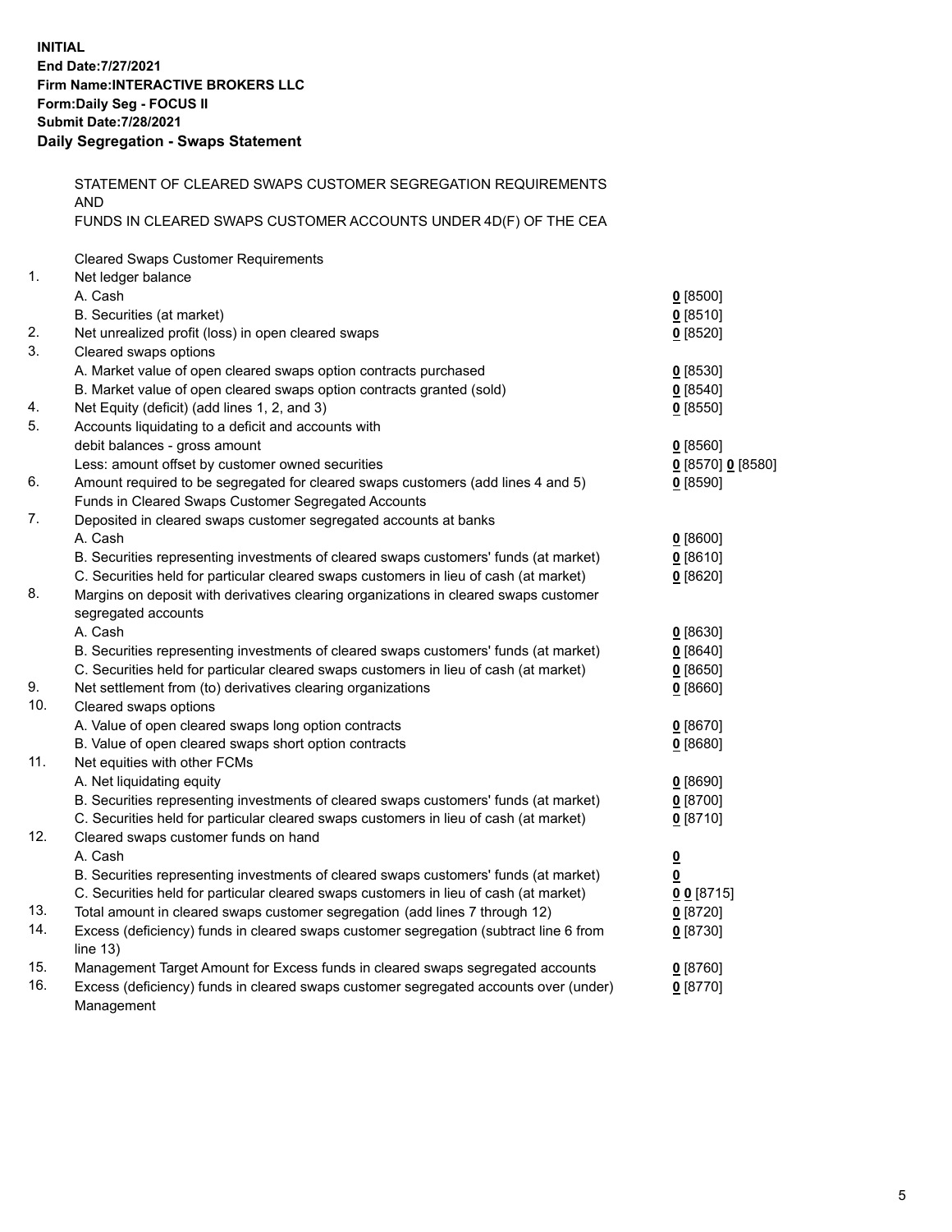**INITIAL**
**End Date:7/27/2021**
**Firm Name:INTERACTIVE BROKERS LLC**
**Form:Daily Seg - FOCUS II**
**Submit Date:7/28/2021**
**Daily Segregation - Swaps Statement**

STATEMENT OF CLEARED SWAPS CUSTOMER SEGREGATION REQUIREMENTS AND FUNDS IN CLEARED SWAPS CUSTOMER ACCOUNTS UNDER 4D(F) OF THE CEA

| | | |
|---|---|---|
| | Cleared Swaps Customer Requirements | |
| 1. | Net ledger balance | |
| | A. Cash | 0 [8500] |
| | B. Securities (at market) | 0 [8510] |
| 2. | Net unrealized profit (loss) in open cleared swaps | 0 [8520] |
| 3. | Cleared swaps options | |
| | A. Market value of open cleared swaps option contracts purchased | 0 [8530] |
| | B. Market value of open cleared swaps option contracts granted (sold) | 0 [8540] |
| 4. | Net Equity (deficit) (add lines 1, 2, and 3) | 0 [8550] |
| 5. | Accounts liquidating to a deficit and accounts with debit balances - gross amount | 0 [8560] |
| | Less: amount offset by customer owned securities | 0 [8570] 0 [8580] |
| 6. | Amount required to be segregated for cleared swaps customers (add lines 4 and 5) | 0 [8590] |
| | Funds in Cleared Swaps Customer Segregated Accounts | |
| 7. | Deposited in cleared swaps customer segregated accounts at banks | |
| | A. Cash | 0 [8600] |
| | B. Securities representing investments of cleared swaps customers' funds (at market) | 0 [8610] |
| | C. Securities held for particular cleared swaps customers in lieu of cash (at market) | 0 [8620] |
| 8. | Margins on deposit with derivatives clearing organizations in cleared swaps customer segregated accounts | |
| | A. Cash | 0 [8630] |
| | B. Securities representing investments of cleared swaps customers' funds (at market) | 0 [8640] |
| | C. Securities held for particular cleared swaps customers in lieu of cash (at market) | 0 [8650] |
| 9. | Net settlement from (to) derivatives clearing organizations | 0 [8660] |
| 10. | Cleared swaps options | |
| | A. Value of open cleared swaps long option contracts | 0 [8670] |
| | B. Value of open cleared swaps short option contracts | 0 [8680] |
| 11. | Net equities with other FCMs | |
| | A. Net liquidating equity | 0 [8690] |
| | B. Securities representing investments of cleared swaps customers' funds (at market) | 0 [8700] |
| | C. Securities held for particular cleared swaps customers in lieu of cash (at market) | 0 [8710] |
| 12. | Cleared swaps customer funds on hand | |
| | A. Cash | 0 |
| | B. Securities representing investments of cleared swaps customers' funds (at market) | 0 |
| | C. Securities held for particular cleared swaps customers in lieu of cash (at market) | 0 0 [8715] |
| 13. | Total amount in cleared swaps customer segregation (add lines 7 through 12) | 0 [8720] |
| 14. | Excess (deficiency) funds in cleared swaps customer segregation (subtract line 6 from line 13) | 0 [8730] |
| 15. | Management Target Amount for Excess funds in cleared swaps segregated accounts | 0 [8760] |
| 16. | Excess (deficiency) funds in cleared swaps customer segregated accounts over (under) Management | 0 [8770] |